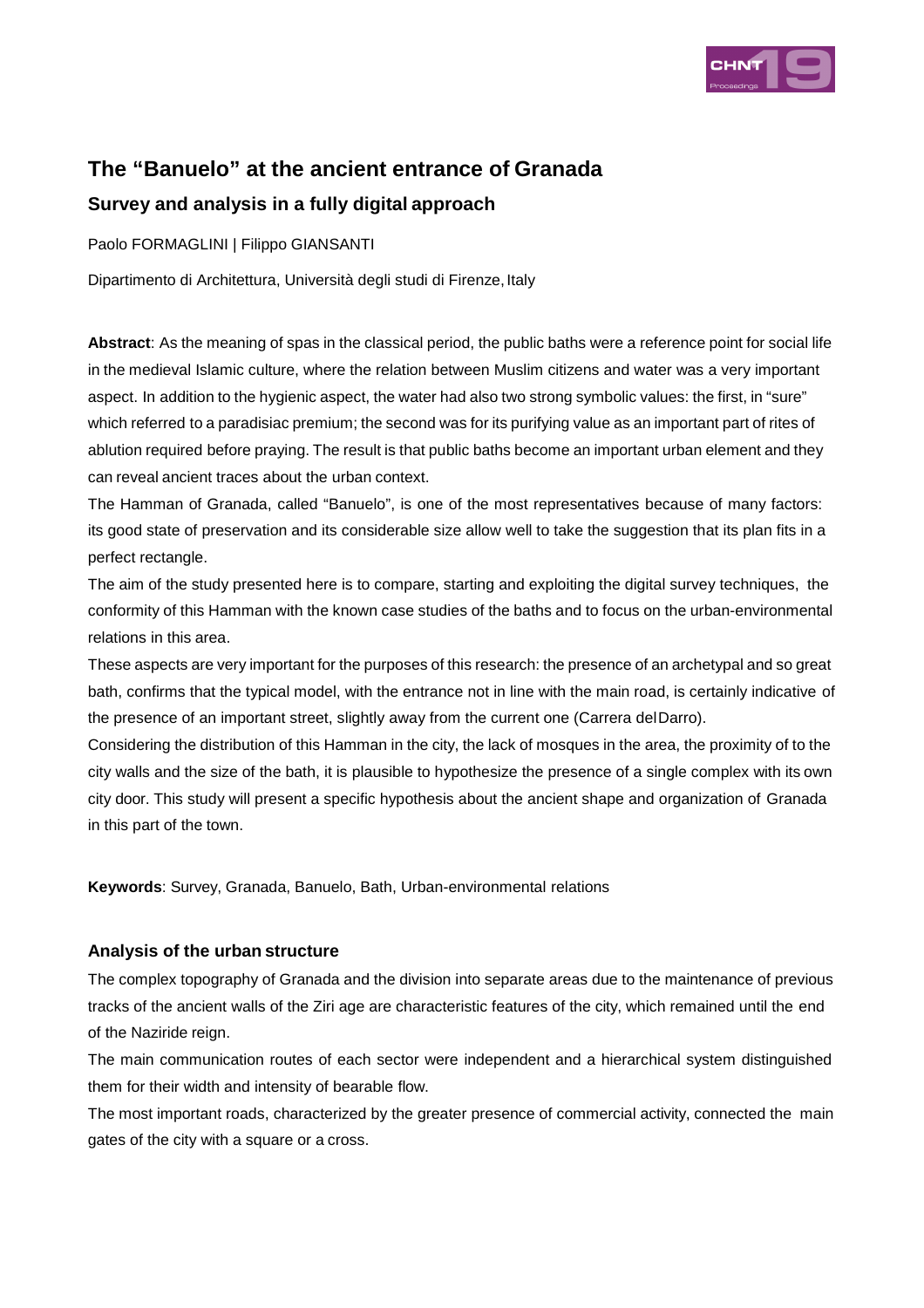# The “Banuelo” at the ancient entrance of Granada

## Survey and analysis in a fully digital approach

Paolo FORMAGLINI | Filippo GIANSANTI

Dipartimento di Architettura, Università degli studi di Firenze, Italy

**Abstract**: As the meaning of spas in the classical period, the public baths were a reference point for social life in the medieval Islamic culture, where the relation between Muslim citizens and water was a very important aspect. In addition to the hygienic aspect, the water had also two strong symbolic values: the first, in “sure” which referred to a paradisiac premium; the second was for its purifying value as an important part of rites of ablution required before praying. The result is that public baths become an important urban element and they can reveal ancient traces about the urban context.

The Hamman of Granada, called “Banuelo”, is one of the most representatives because of many factors: its good state of preservation and its considerable size allow well to take the suggestion that its plan fits in a perfect rectangle.

The aim of the study presented here is to compare, starting and exploiting the digital survey techniques, the conformity of this Hamman with the known case studies of the baths and to focus on the urban-environmental relations in this area.

These aspects are very important for the purposes of this research: the presence of an archetypal and so great bath, confirms that the typical model, with the entrance not in line with the main road, is certainly indicative of the presence of an important street, slightly away from the current one (Carrera del Darro).

Considering the distribution of this Hamman in the city, the lack of mosques in the area, the proximity of to the city walls and the size of the bath, it is plausible to hypothesize the presence of a single complex with its own city door. This study will present a specific hypothesis about the ancient shape and organization of Granada in this part of the town.

**Keywords**: Survey, Granada, Banuelo, Bath, Urban-environmental relations

### Analysis of the urban structure

The complex topography of Granada and the division into separate areas due to the maintenance of previous tracks of the ancient walls of the Ziri age are characteristic features of the city, which remained until the end of the Naziride reign.

The main communication routes of each sector were independent and a hierarchical system distinguished them for their width and intensity of bearable flow.

The most important roads, characterized by the greater presence of commercial activity, connected the main gates of the city with a square or a cross.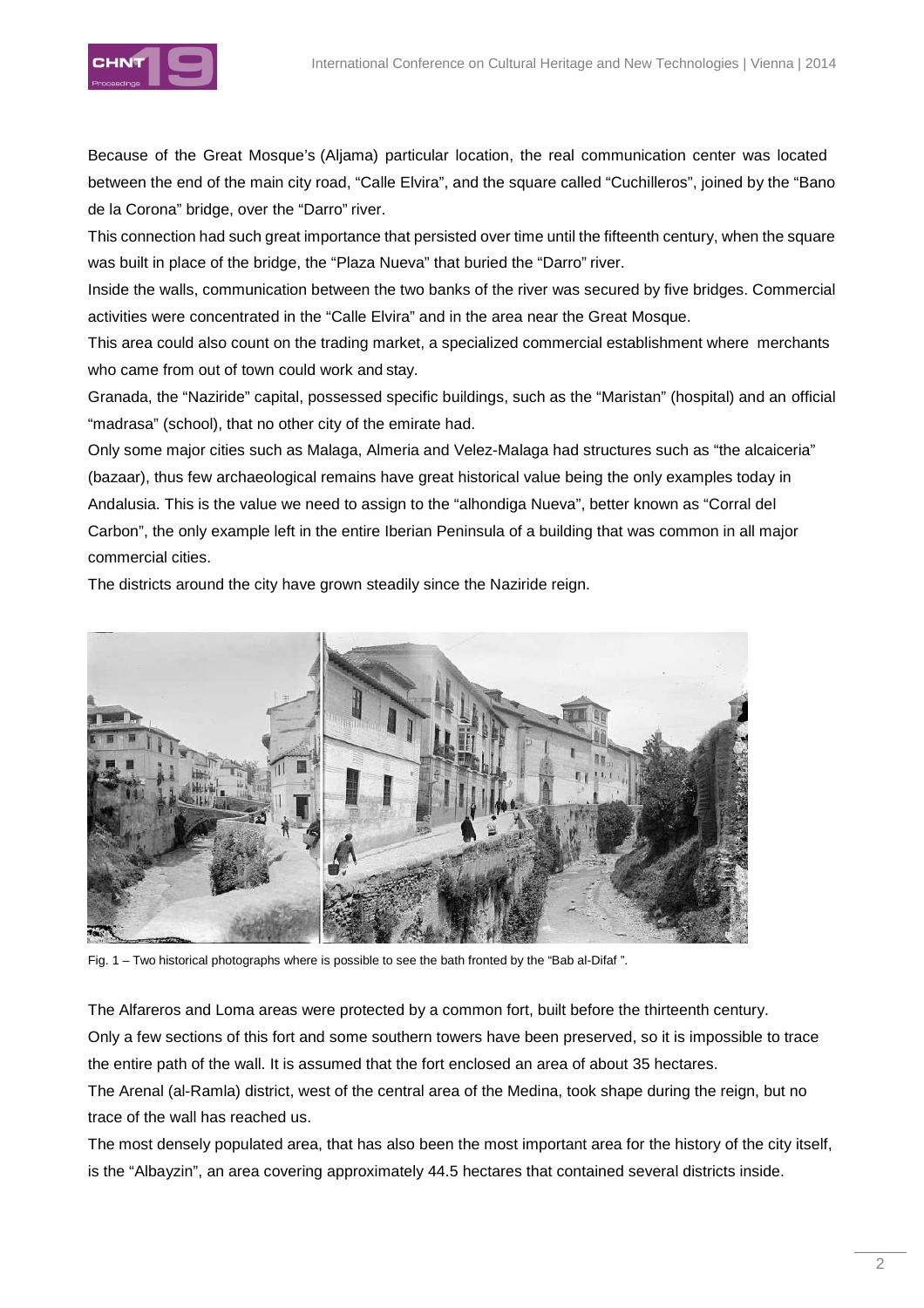Because of the Great Mosque's (Aljama) particular location, the real communication center was located between the end of the main city road, "Calle Elvira", and the square called "Cuchilleros", joined by the "Bano de la Corona" bridge, over the "Darro" river.

This connection had such great importance that persisted over time until the fifteenth century, when the square was built in place of the bridge, the "Plaza Nueva" that buried the "Darro" river.

Inside the walls, communication between the two banks of the river was secured by five bridges. Commercial activities were concentrated in the "Calle Elvira" and in the area near the Great Mosque.

This area could also count on the trading market, a specialized commercial establishment where merchants who came from out of town could work and stay.

Granada, the "Naziride" capital, possessed specific buildings, such as the "Maristan" (hospital) and an official "madrasa" (school), that no other city of the emirate had.

Only some major cities such as Malaga, Almeria and Velez-Malaga had structures such as "the alcaiceria" (bazaar), thus few archaeological remains have great historical value being the only examples today in Andalusia. This is the value we need to assign to the "alhondiga Nueva", better known as "Corral del Carbon", the only example left in the entire Iberian Peninsula of a building that was common in all major commercial cities.

The districts around the city have grown steadily since the Naziride reign.

Fig. 1 – Two historical photographs where is possible to see the bath fronted by the "Bab al-Difaf ".

The Alfareros and Loma areas were protected by a common fort, built before the thirteenth century.

Only a few sections of this fort and some southern towers have been preserved, so it is impossible to trace the entire path of the wall. It is assumed that the fort enclosed an area of about 35 hectares.

The Arenal (al-Ramla) district, west of the central area of the Medina, took shape during the reign, but no trace of the wall has reached us.

The most densely populated area, that has also been the most important area for the history of the city itself, is the "Albayzin", an area covering approximately 44.5 hectares that contained several districts inside.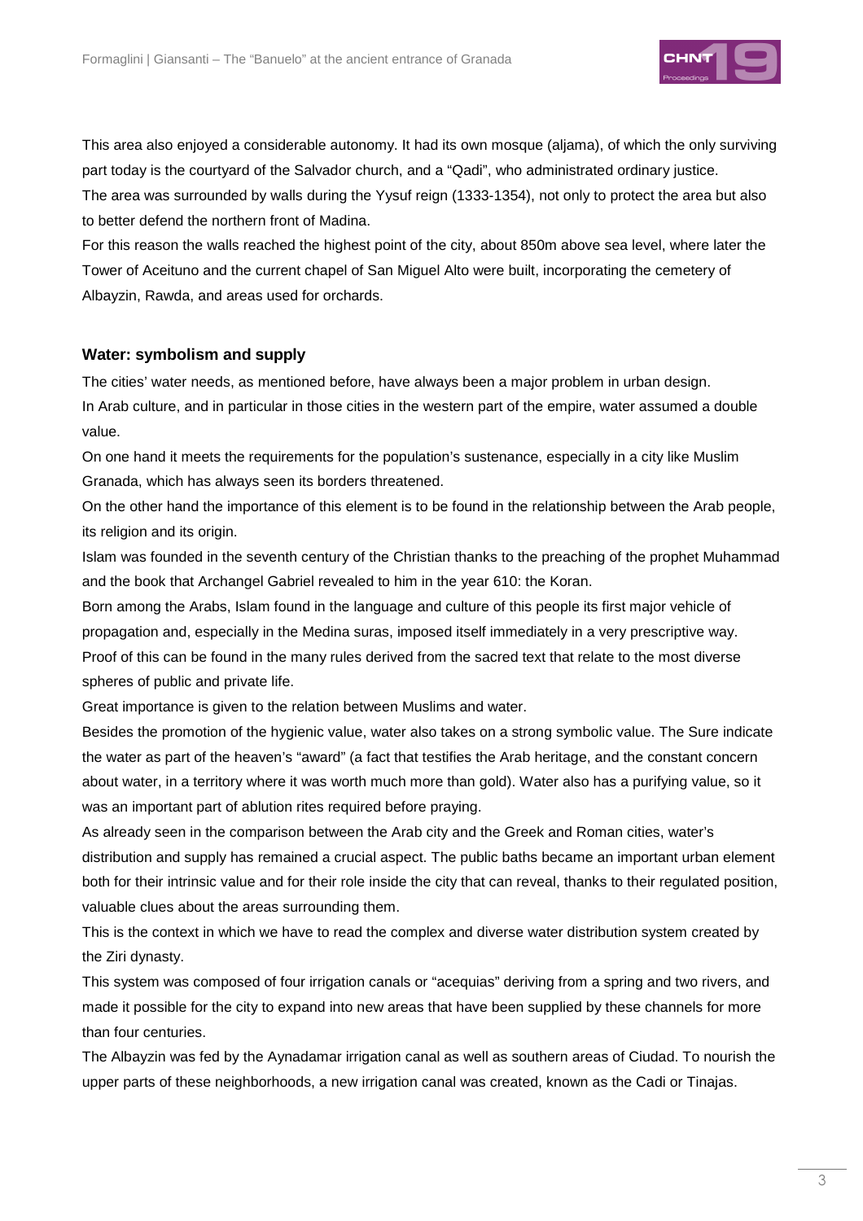This area also enjoyed a considerable autonomy. It had its own mosque (aljama), of which the only surviving part today is the courtyard of the Salvador church, and a "Qadi", who administrated ordinary justice.

The area was surrounded by walls during the Yysuf reign (1333-1354), not only to protect the area but also to better defend the northern front of Madina.

For this reason the walls reached the highest point of the city, about 850m above sea level, where later the Tower of Aceituno and the current chapel of San Miguel Alto were built, incorporating the cemetery of Albayzin, Rawda, and areas used for orchards.

## Water: symbolism and supply

The cities' water needs, as mentioned before, have always been a major problem in urban design.

In Arab culture, and in particular in those cities in the western part of the empire, water assumed a double value.

On one hand it meets the requirements for the population's sustenance, especially in a city like Muslim Granada, which has always seen its borders threatened.

On the other hand the importance of this element is to be found in the relationship between the Arab people, its religion and its origin.

Islam was founded in the seventh century of the Christian thanks to the preaching of the prophet Muhammad and the book that Archangel Gabriel revealed to him in the year 610: the Koran.

Born among the Arabs, Islam found in the language and culture of this people its first major vehicle of propagation and, especially in the Medina suras, imposed itself immediately in a very prescriptive way.

Proof of this can be found in the many rules derived from the sacred text that relate to the most diverse spheres of public and private life.

Great importance is given to the relation between Muslims and water.

Besides the promotion of the hygienic value, water also takes on a strong symbolic value. The Sure indicate the water as part of the heaven's "award" (a fact that testifies the Arab heritage, and the constant concern about water, in a territory where it was worth much more than gold). Water also has a purifying value, so it was an important part of ablution rites required before praying.

As already seen in the comparison between the Arab city and the Greek and Roman cities, water's distribution and supply has remained a crucial aspect. The public baths became an important urban element both for their intrinsic value and for their role inside the city that can reveal, thanks to their regulated position, valuable clues about the areas surrounding them.

This is the context in which we have to read the complex and diverse water distribution system created by the Ziri dynasty.

This system was composed of four irrigation canals or "acequias" deriving from a spring and two rivers, and made it possible for the city to expand into new areas that have been supplied by these channels for more than four centuries.

The Albayzin was fed by the Aynadamar irrigation canal as well as southern areas of Ciudad. To nourish the upper parts of these neighborhoods, a new irrigation canal was created, known as the Cadi or Tinajas.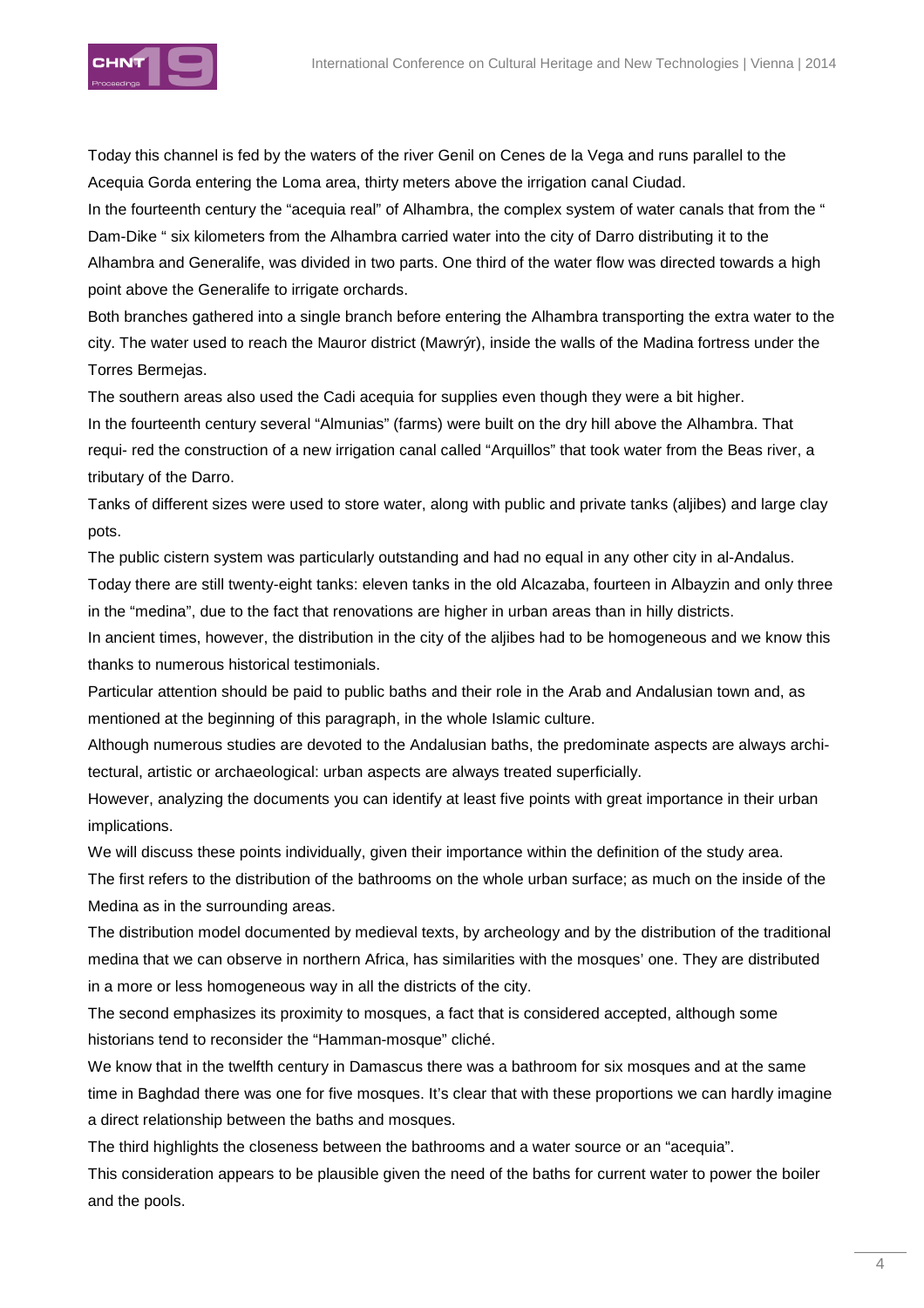Today this channel is fed by the waters of the river Genil on Cenes de la Vega and runs parallel to the Acequia Gorda entering the Loma area, thirty meters above the irrigation canal Ciudad.

In the fourteenth century the "acequia real" of Alhambra, the complex system of water canals that from the " Dam-Dike " six kilometers from the Alhambra carried water into the city of Darro distributing it to the Alhambra and Generalife, was divided in two parts. One third of the water flow was directed towards a high point above the Generalife to irrigate orchards.

Both branches gathered into a single branch before entering the Alhambra transporting the extra water to the city. The water used to reach the Mauror district (Mawrýr), inside the walls of the Madina fortress under the Torres Bermejas.

The southern areas also used the Cadi acequia for supplies even though they were a bit higher.

In the fourteenth century several "Almunias" (farms) were built on the dry hill above the Alhambra. That requi- red the construction of a new irrigation canal called "Arquillos" that took water from the Beas river, a tributary of the Darro.

Tanks of different sizes were used to store water, along with public and private tanks (aljibes) and large clay pots.

The public cistern system was particularly outstanding and had no equal in any other city in al-Andalus. Today there are still twenty-eight tanks: eleven tanks in the old Alcazaba, fourteen in Albayzin and only three in the "medina", due to the fact that renovations are higher in urban areas than in hilly districts.

In ancient times, however, the distribution in the city of the aljibes had to be homogeneous and we know this thanks to numerous historical testimonials.

Particular attention should be paid to public baths and their role in the Arab and Andalusian town and, as mentioned at the beginning of this paragraph, in the whole Islamic culture.

Although numerous studies are devoted to the Andalusian baths, the predominate aspects are always archi- tectural, artistic or archaeological: urban aspects are always treated superficially.

However, analyzing the documents you can identify at least five points with great importance in their urban implications.

We will discuss these points individually, given their importance within the definition of the study area.

The first refers to the distribution of the bathrooms on the whole urban surface; as much on the inside of the Medina as in the surrounding areas.

The distribution model documented by medieval texts, by archeology and by the distribution of the traditional medina that we can observe in northern Africa, has similarities with the mosques' one. They are distributed in a more or less homogeneous way in all the districts of the city.

The second emphasizes its proximity to mosques, a fact that is considered accepted, although some historians tend to reconsider the "Hamman-mosque" cliché.

We know that in the twelfth century in Damascus there was a bathroom for six mosques and at the same time in Baghdad there was one for five mosques. It's clear that with these proportions we can hardly imagine a direct relationship between the baths and mosques.

The third highlights the closeness between the bathrooms and a water source or an "acequia".

This consideration appears to be plausible given the need of the baths for current water to power the boiler and the pools.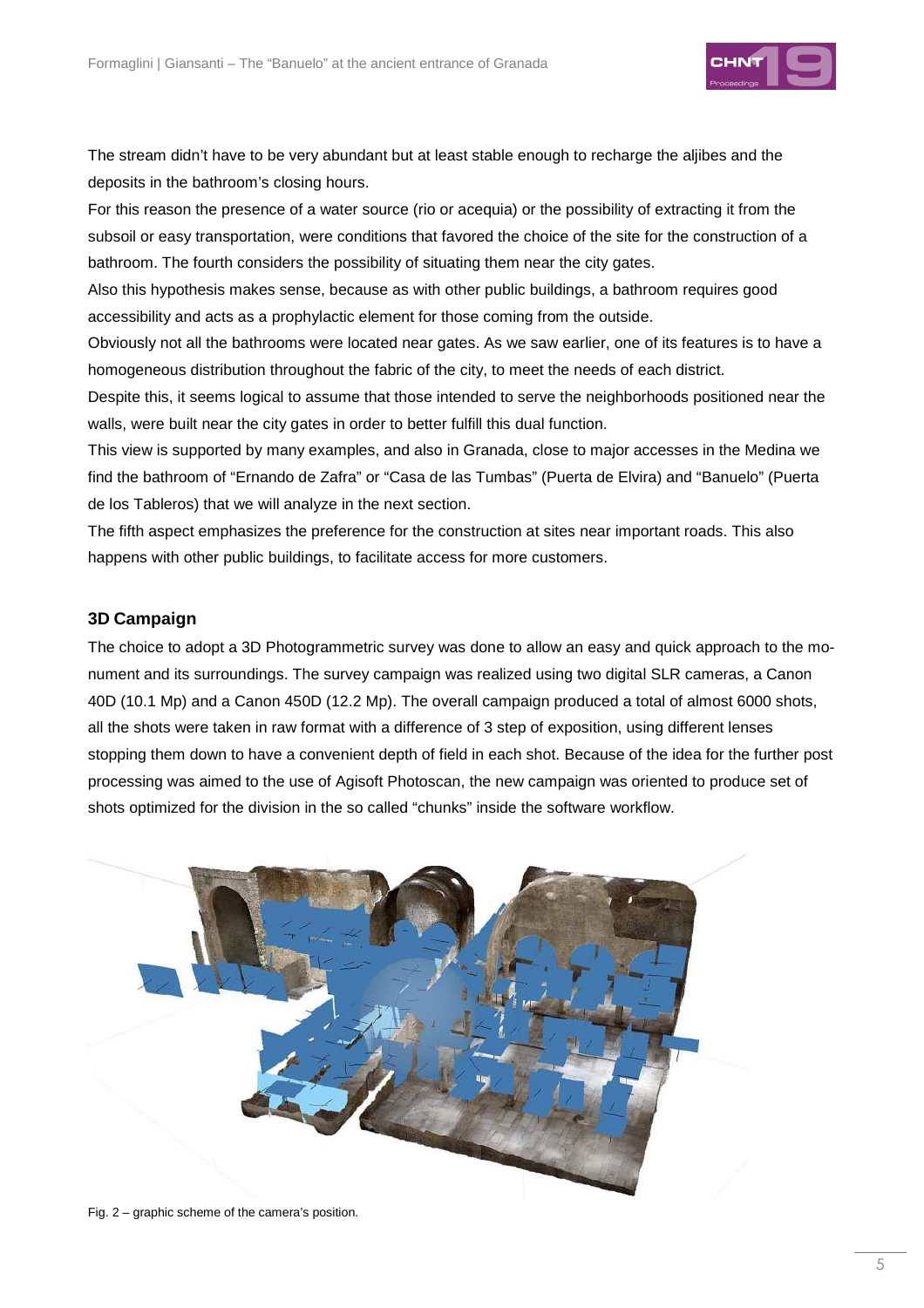The stream didn't have to be very abundant but at least stable enough to recharge the aljibes and the deposits in the bathroom's closing hours.

For this reason the presence of a water source (rio or acequia) or the possibility of extracting it from the subsoil or easy transportation, were conditions that favored the choice of the site for the construction of a bathroom. The fourth considers the possibility of situating them near the city gates.

Also this hypothesis makes sense, because as with other public buildings, a bathroom requires good accessibility and acts as a prophylactic element for those coming from the outside.

Obviously not all the bathrooms were located near gates. As we saw earlier, one of its features is to have a homogeneous distribution throughout the fabric of the city, to meet the needs of each district.

Despite this, it seems logical to assume that those intended to serve the neighborhoods positioned near the walls, were built near the city gates in order to better fulfill this dual function.

This view is supported by many examples, and also in Granada, close to major accesses in the Medina we find the bathroom of "Ernando de Zafra" or "Casa de las Tumbas" (Puerta de Elvira) and "Banuelo" (Puerta de los Tableros) that we will analyze in the next section.

The fifth aspect emphasizes the preference for the construction at sites near important roads. This also happens with other public buildings, to facilitate access for more customers.

### 3D Campaign

The choice to adopt a 3D Photogrammetric survey was done to allow an easy and quick approach to the monument and its surroundings. The survey campaign was realized using two digital SLR cameras, a Canon 40D (10.1 Mp) and a Canon 450D (12.2 Mp). The overall campaign produced a total of almost 6000 shots, all the shots were taken in raw format with a difference of 3 step of exposition, using different lenses stopping them down to have a convenient depth of field in each shot. Because of the idea for the further post processing was aimed to the use of Agisoft Photoscan, the new campaign was oriented to produce set of shots optimized for the division in the so called "chunks" inside the software workflow.

Fig. 2 – graphic scheme of the camera's position.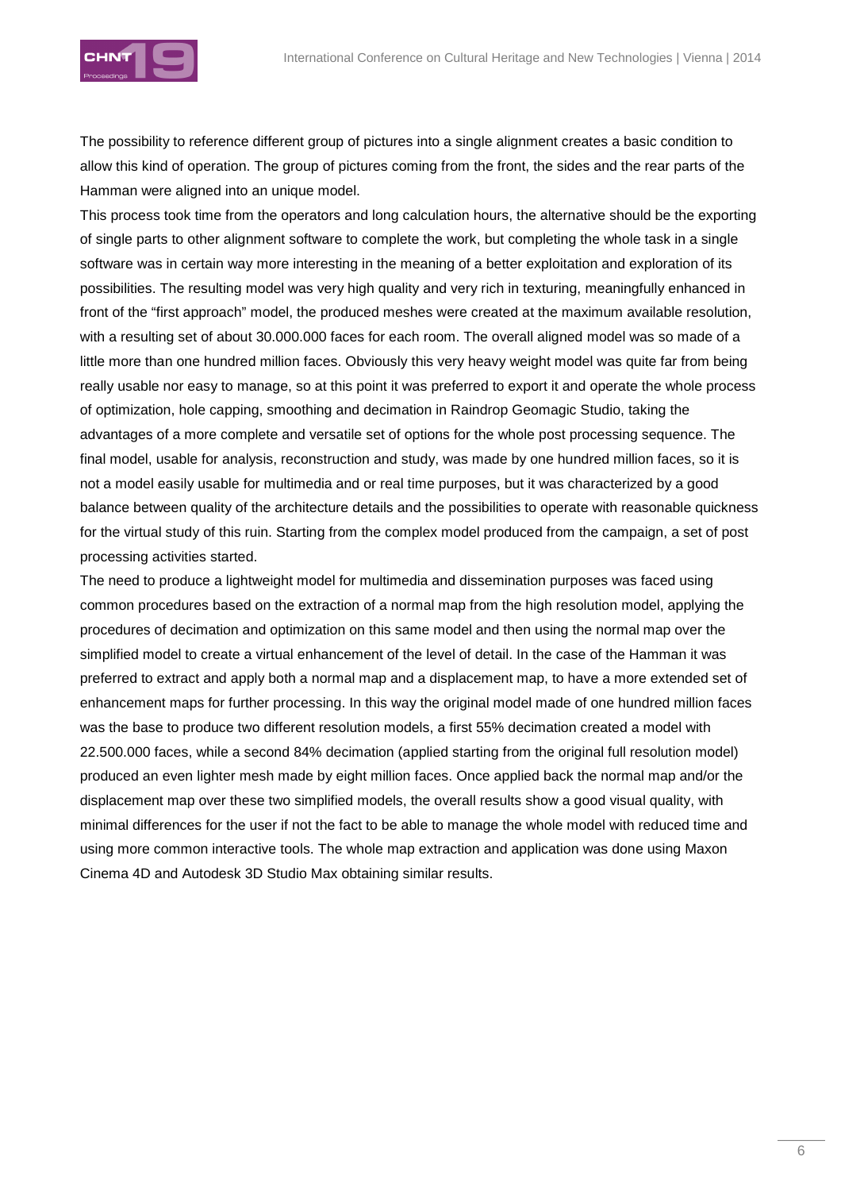The possibility to reference different group of pictures into a single alignment creates a basic condition to allow this kind of operation. The group of pictures coming from the front, the sides and the rear parts of the Hamman were aligned into an unique model.

This process took time from the operators and long calculation hours, the alternative should be the exporting of single parts to other alignment software to complete the work, but completing the whole task in a single software was in certain way more interesting in the meaning of a better exploitation and exploration of its possibilities. The resulting model was very high quality and very rich in texturing, meaningfully enhanced in front of the "first approach" model, the produced meshes were created at the maximum available resolution, with a resulting set of about 30.000.000 faces for each room. The overall aligned model was so made of a little more than one hundred million faces. Obviously this very heavy weight model was quite far from being really usable nor easy to manage, so at this point it was preferred to export it and operate the whole process of optimization, hole capping, smoothing and decimation in Raindrop Geomagic Studio, taking the advantages of a more complete and versatile set of options for the whole post processing sequence. The final model, usable for analysis, reconstruction and study, was made by one hundred million faces, so it is not a model easily usable for multimedia and or real time purposes, but it was characterized by a good balance between quality of the architecture details and the possibilities to operate with reasonable quickness for the virtual study of this ruin. Starting from the complex model produced from the campaign, a set of post processing activities started.

The need to produce a lightweight model for multimedia and dissemination purposes was faced using common procedures based on the extraction of a normal map from the high resolution model, applying the procedures of decimation and optimization on this same model and then using the normal map over the simplified model to create a virtual enhancement of the level of detail. In the case of the Hamman it was preferred to extract and apply both a normal map and a displacement map, to have a more extended set of enhancement maps for further processing. In this way the original model made of one hundred million faces was the base to produce two different resolution models, a first 55% decimation created a model with 22.500.000 faces, while a second 84% decimation (applied starting from the original full resolution model) produced an even lighter mesh made by eight million faces. Once applied back the normal map and/or the displacement map over these two simplified models, the overall results show a good visual quality, with minimal differences for the user if not the fact to be able to manage the whole model with reduced time and using more common interactive tools. The whole map extraction and application was done using Maxon Cinema 4D and Autodesk 3D Studio Max obtaining similar results.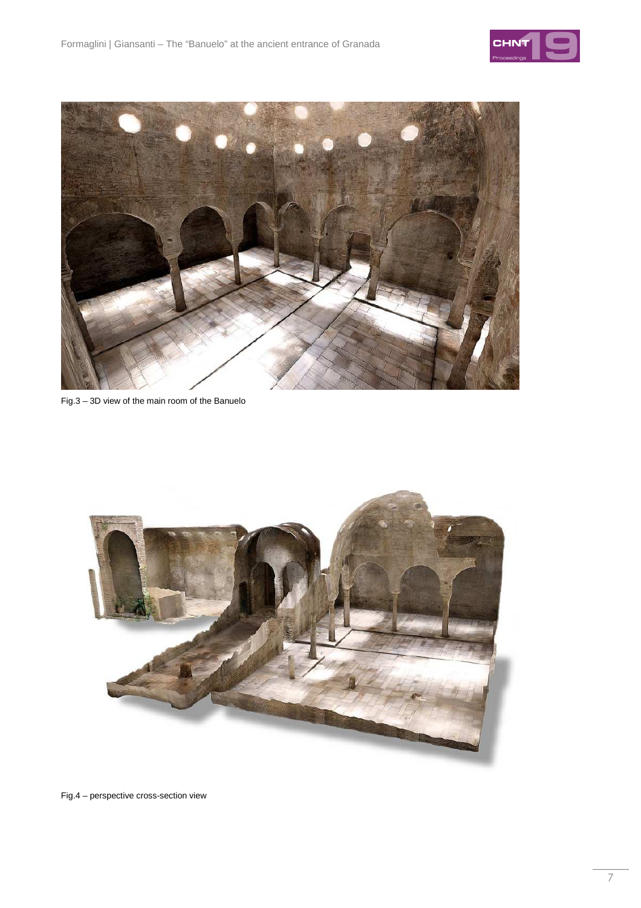Fig.3 – 3D view of the main room of the Banuelo

Fig.4 – perspective cross-section view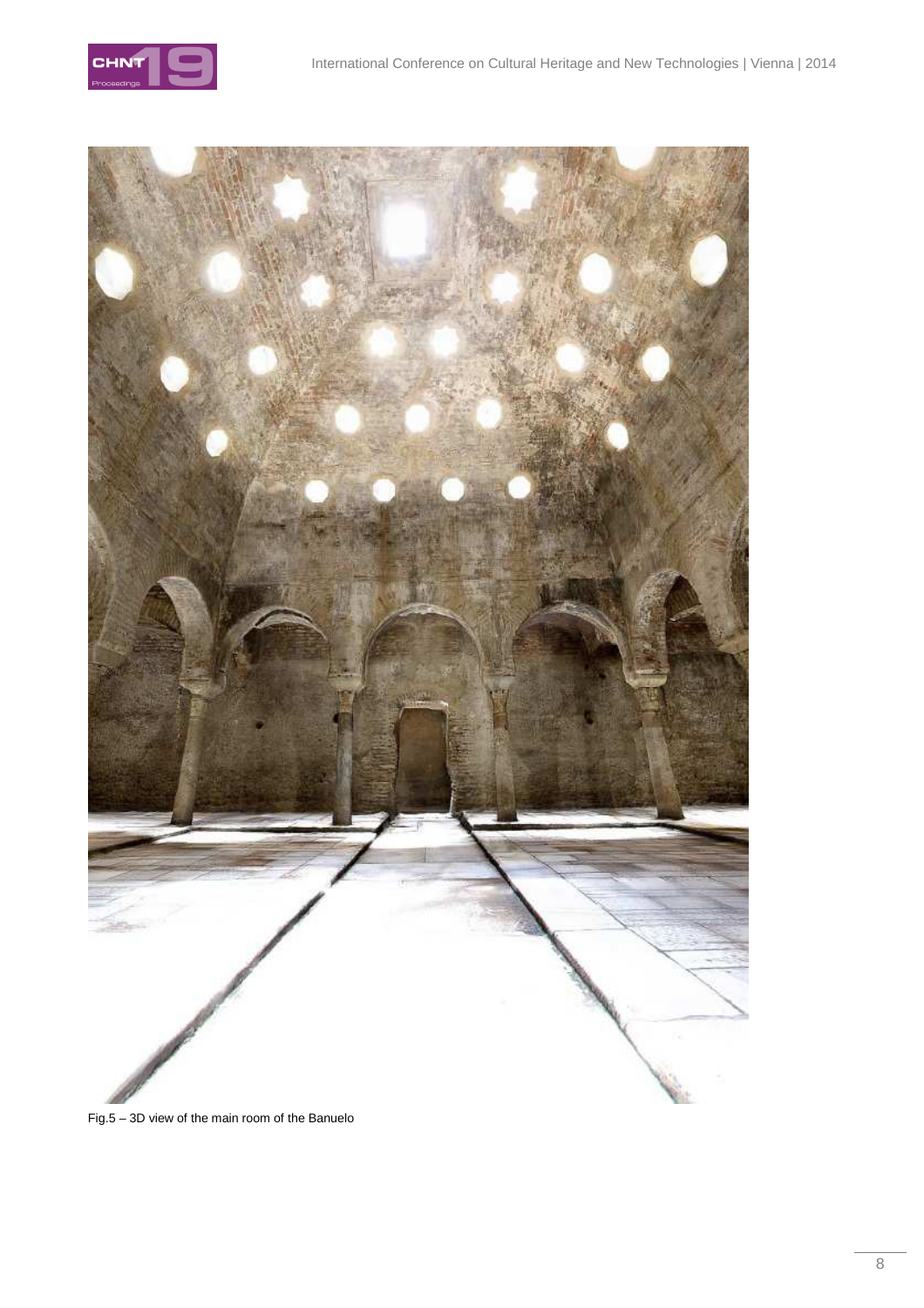Fig.5 – 3D view of the main room of the Banuelo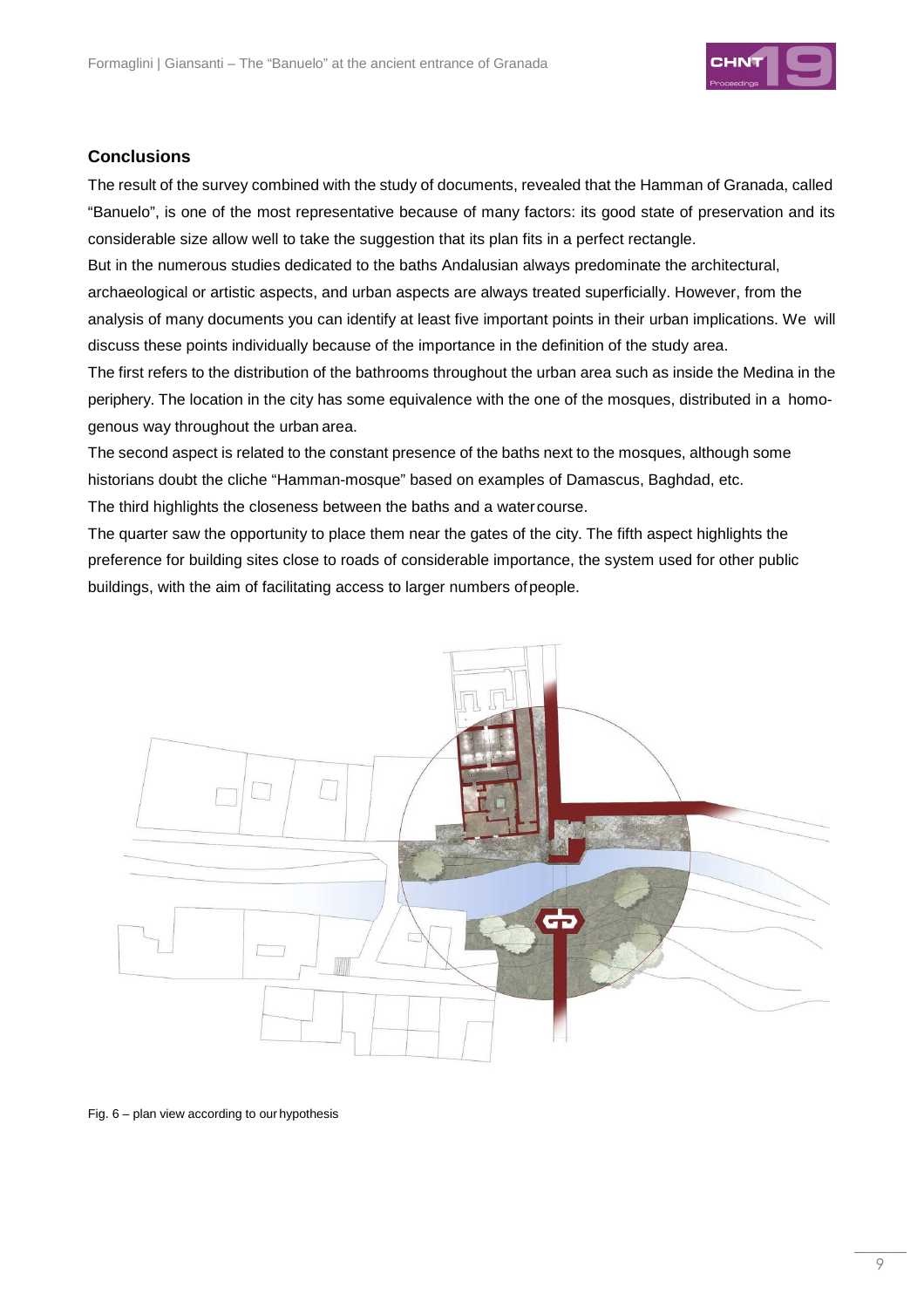## Conclusions

The result of the survey combined with the study of documents, revealed that the Hamman of Granada, called "Banuelo", is one of the most representative because of many factors: its good state of preservation and its considerable size allow well to take the suggestion that its plan fits in a perfect rectangle.

But in the numerous studies dedicated to the baths Andalusian always predominate the architectural, archaeological or artistic aspects, and urban aspects are always treated superficially. However, from the analysis of many documents you can identify at least five important points in their urban implications. We will discuss these points individually because of the importance in the definition of the study area.

The first refers to the distribution of the bathrooms throughout the urban area such as inside the Medina in the periphery. The location in the city has some equivalence with the one of the mosques, distributed in a homo-genous way throughout the urban area.

The second aspect is related to the constant presence of the baths next to the mosques, although some historians doubt the cliche "Hamman-mosque" based on examples of Damascus, Baghdad, etc.

The third highlights the closeness between the baths and a water course.

The quarter saw the opportunity to place them near the gates of the city. The fifth aspect highlights the preference for building sites close to roads of considerable importance, the system used for other public buildings, with the aim of facilitating access to larger numbers of people.

Fig. 6 – plan view according to our hypothesis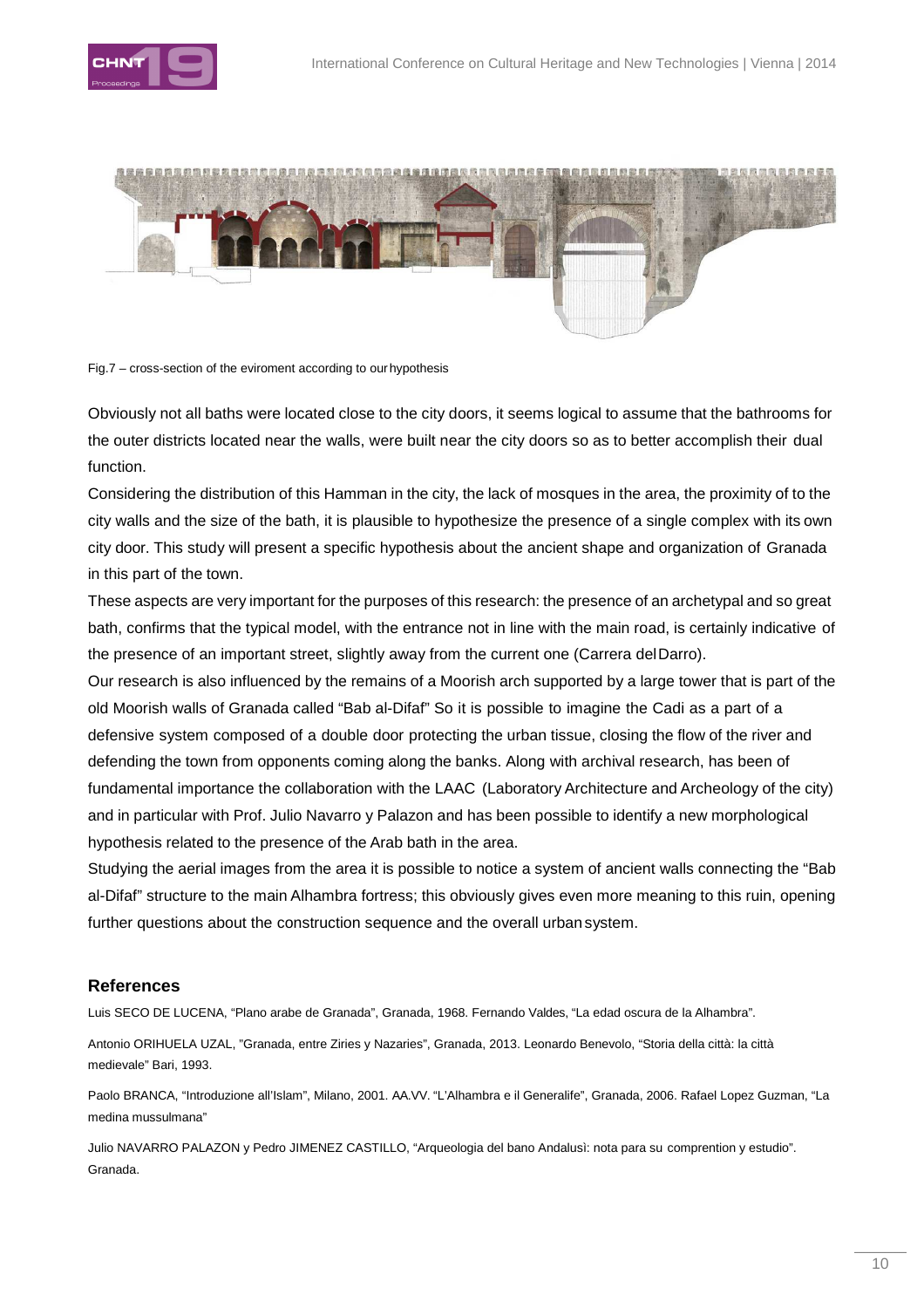Fig.7 – cross-section of the eviroment according to our hypothesis

Obviously not all baths were located close to the city doors, it seems logical to assume that the bathrooms for the outer districts located near the walls, were built near the city doors so as to better accomplish their dual function.

Considering the distribution of this Hamman in the city, the lack of mosques in the area, the proximity of to the city walls and the size of the bath, it is plausible to hypothesize the presence of a single complex with its own city door. This study will present a specific hypothesis about the ancient shape and organization of Granada in this part of the town.

These aspects are very important for the purposes of this research: the presence of an archetypal and so great bath, confirms that the typical model, with the entrance not in line with the main road, is certainly indicative of the presence of an important street, slightly away from the current one (Carrera del Darro).

Our research is also influenced by the remains of a Moorish arch supported by a large tower that is part of the old Moorish walls of Granada called "Bab al-Difaf" So it is possible to imagine the Cadi as a part of a defensive system composed of a double door protecting the urban tissue, closing the flow of the river and defending the town from opponents coming along the banks. Along with archival research, has been of fundamental importance the collaboration with the LAAC (Laboratory Architecture and Archeology of the city) and in particular with Prof. Julio Navarro y Palazon and has been possible to identify a new morphological hypothesis related to the presence of the Arab bath in the area.

Studying the aerial images from the area it is possible to notice a system of ancient walls connecting the "Bab al-Difaf" structure to the main Alhambra fortress; this obviously gives even more meaning to this ruin, opening further questions about the construction sequence and the overall urban system.

## References

Luis SECO DE LUCENA, "Plano arabe de Granada", Granada, 1968. Fernando Valdes, "La edad oscura de la Alhambra".

Antonio ORIHUELA UZAL, "Granada, entre Ziries y Nazaries", Granada, 2013. Leonardo Benevolo, "Storia della città: la città medievale" Bari, 1993.

Paolo BRANCA, "Introduzione all'Islam", Milano, 2001. AA.VV. "L'Alhambra e il Generalife", Granada, 2006. Rafael Lopez Guzman, "La medina mussulmana"

Julio NAVARRO PALAZON y Pedro JIMENEZ CASTILLO, "Arqueologia del bano Andalusì: nota para su comprention y estudio". Granada.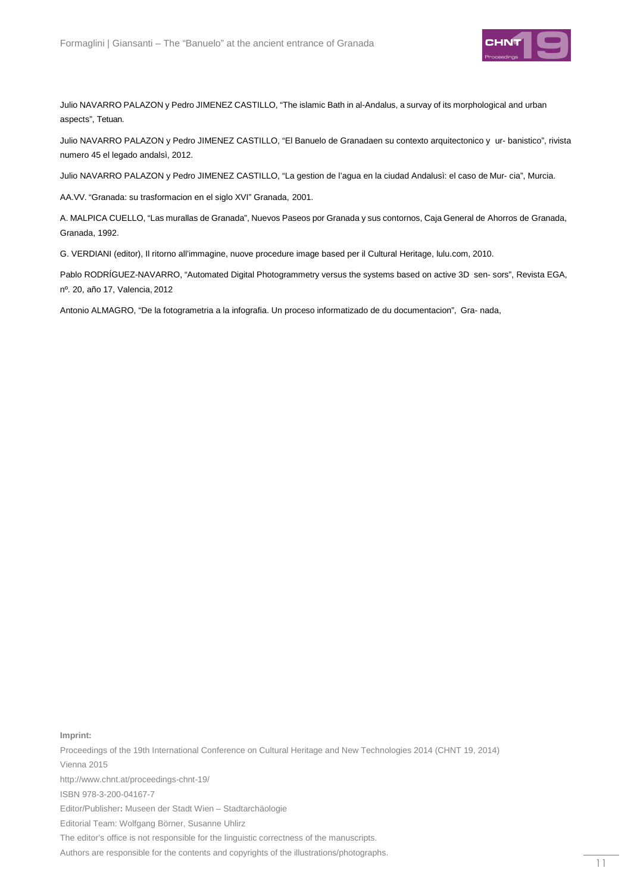Julio NAVARRO PALAZON y Pedro JIMENEZ CASTILLO, “The islamic Bath in al-Andalus, a survay of its morphological and urban aspects”, Tetuan.

Julio NAVARRO PALAZON y Pedro JIMENEZ CASTILLO, “El Banuelo de Granadaen su contexto arquitectonico y ur- banistico”, rivista numero 45 el legado andalsì, 2012.

Julio NAVARRO PALAZON y Pedro JIMENEZ CASTILLO, “La gestion de l'agua en la ciudad Andalusì: el caso de Mur- cia”, Murcia.

AA.VV. “Granada: su trasformacion en el siglo XVI” Granada, 2001.

A. MALPICA CUELLO, “Las murallas de Granada”, Nuevos Paseos por Granada y sus contornos, Caja General de Ahorros de Granada, Granada, 1992.

G. VERDIANI (editor), Il ritorno all'immagine, nuove procedure image based per il Cultural Heritage, lulu.com, 2010.

Pablo RODRÍGUEZ-NAVARRO, “Automated Digital Photogrammetry versus the systems based on active 3D sen- sors”, Revista EGA, nº. 20, año 17, Valencia, 2012

Antonio ALMAGRO, “De la fotogrametria a la infografia. Un proceso informatizado de du documentacion”, Gra- nada,

**Imprint:**

Proceedings of the 19th International Conference on Cultural Heritage and New Technologies 2014 (CHNT 19, 2014)
Vienna 2015
http://www.chnt.at/proceedings-chnt-19/
ISBN 978-3-200-04167-7
Editor/Publisher: Museen der Stadt Wien – Stadtarchäologie
Editorial Team: Wolfgang Börner, Susanne Uhlirz
The editor's office is not responsible for the linguistic correctness of the manuscripts.
Authors are responsible for the contents and copyrights of the illustrations/photographs.